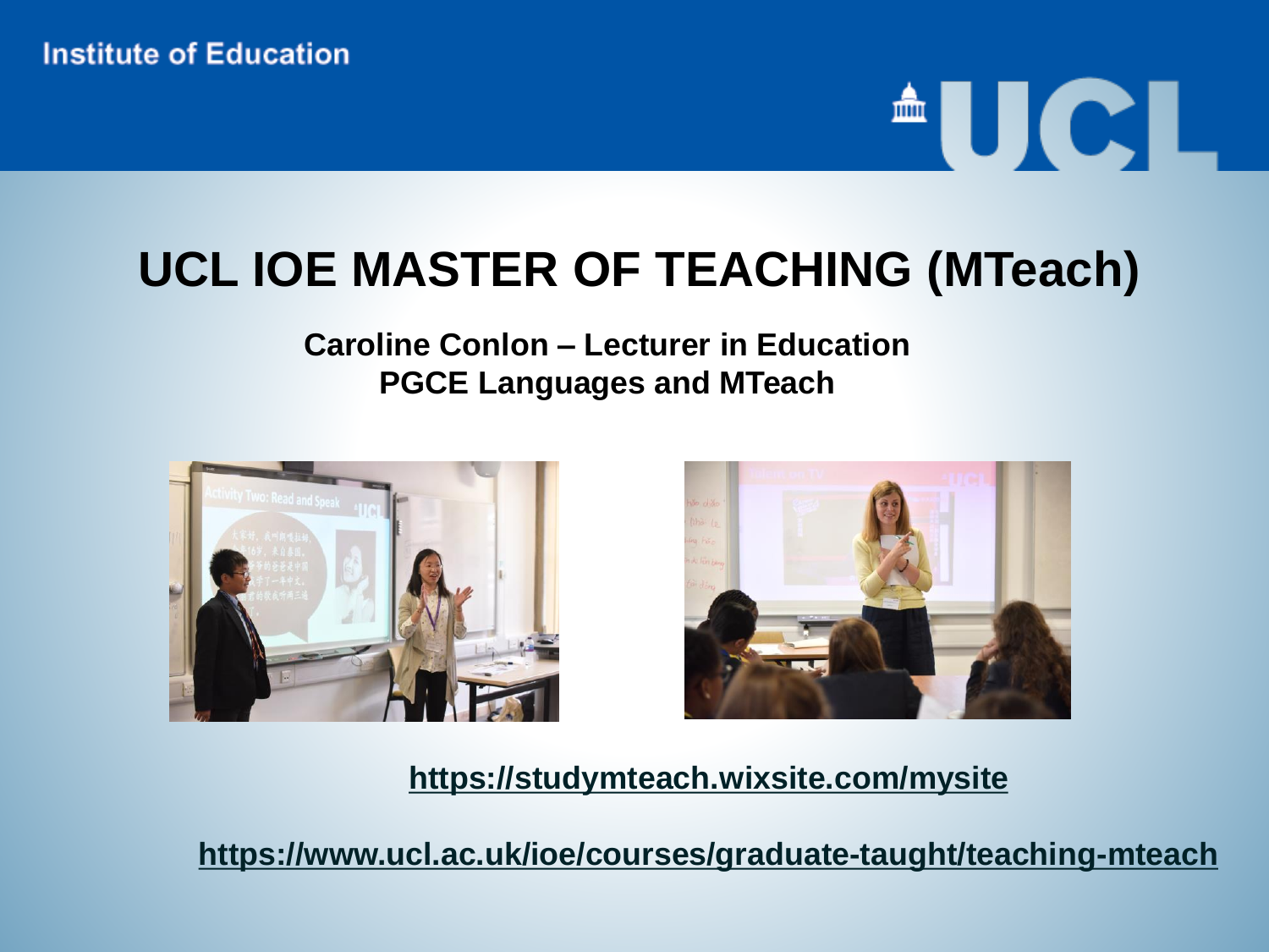Institute of Education

# UCL IOE MASTER OF TEACHING (MTeach)

**Caroline Conlon – Lecturer in Education**
**PGCE Languages and MTeach**

https://studymteach.wixsite.com/mysite

https://www.ucl.ac.uk/ioe/courses/graduate-taught/teaching-mteach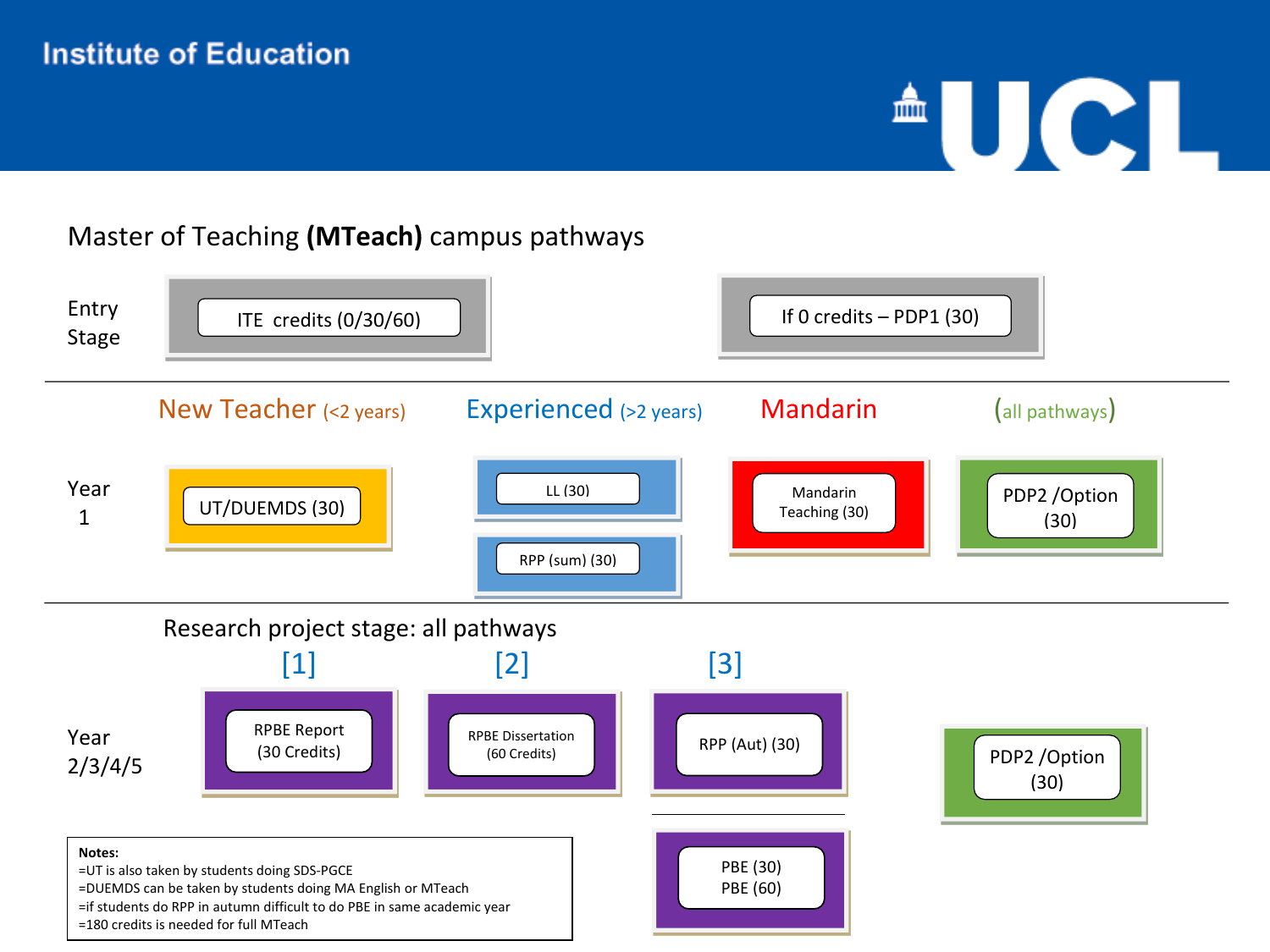Institute of Education

UCL

# Master of Teaching **(MTeach)** campus pathways

**Entry Stage**

ITE credits (0/30/60)

If 0 credits – PDP1 (30)

---

| | New Teacher (<2 years) | Experienced (>2 years) | Mandarin | (all pathways) |
|---|---|---|---|---|
| Year 1 | UT/DUEMDS (30) | LL (30)<br>RPP (sum) (30) | Mandarin Teaching (30) | PDP2 /Option (30) |

---

Research project stage: all pathways

| | [1] | [2] | [3] | |
|---|---|---|---|---|
| Year 2/3/4/5 | RPBE Report (30 Credits) | RPBE Dissertation (60 Credits) | RPP (Aut) (30)<br>PBE (30)<br>PBE (60) | PDP2 /Option (30) |

**Notes:**

=UT is also taken by students doing SDS-PGCE

=DUEMDS can be taken by students doing MA English or MTeach

=if students do RPP in autumn difficult to do PBE in same academic year

=180 credits is needed for full MTeach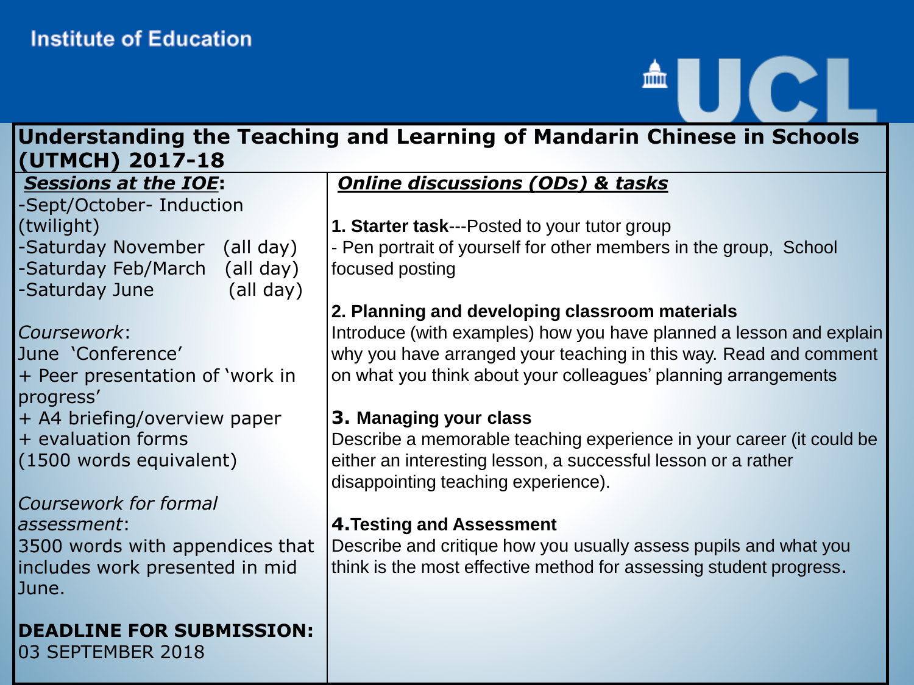Institute of Education

UCL

# Understanding the Teaching and Learning of Mandarin Chinese in Schools (UTMCH) 2017-18

***Sessions at the IOE*:**

- Sept/October- Induction (twilight)
- Saturday November (all day)
- Saturday Feb/March (all day)
- Saturday June (all day)

*Coursework*:

June 'Conference'

+ Peer presentation of 'work in progress'
+ A4 briefing/overview paper
+ evaluation forms

(1500 words equivalent)

*Coursework for formal assessment*:

3500 words with appendices that includes work presented in mid June.

**DEADLINE FOR SUBMISSION:**
03 SEPTEMBER 2018

***Online discussions (ODs) & tasks***

**1. Starter task**---Posted to your tutor group

- Pen portrait of yourself for other members in the group, School focused posting

**2. Planning and developing classroom materials**

Introduce (with examples) how you have planned a lesson and explain why you have arranged your teaching in this way. Read and comment on what you think about your colleagues' planning arrangements

**3. Managing your class**

Describe a memorable teaching experience in your career (it could be either an interesting lesson, a successful lesson or a rather disappointing teaching experience).

**4. Testing and Assessment**

Describe and critique how you usually assess pupils and what you think is the most effective method for assessing student progress.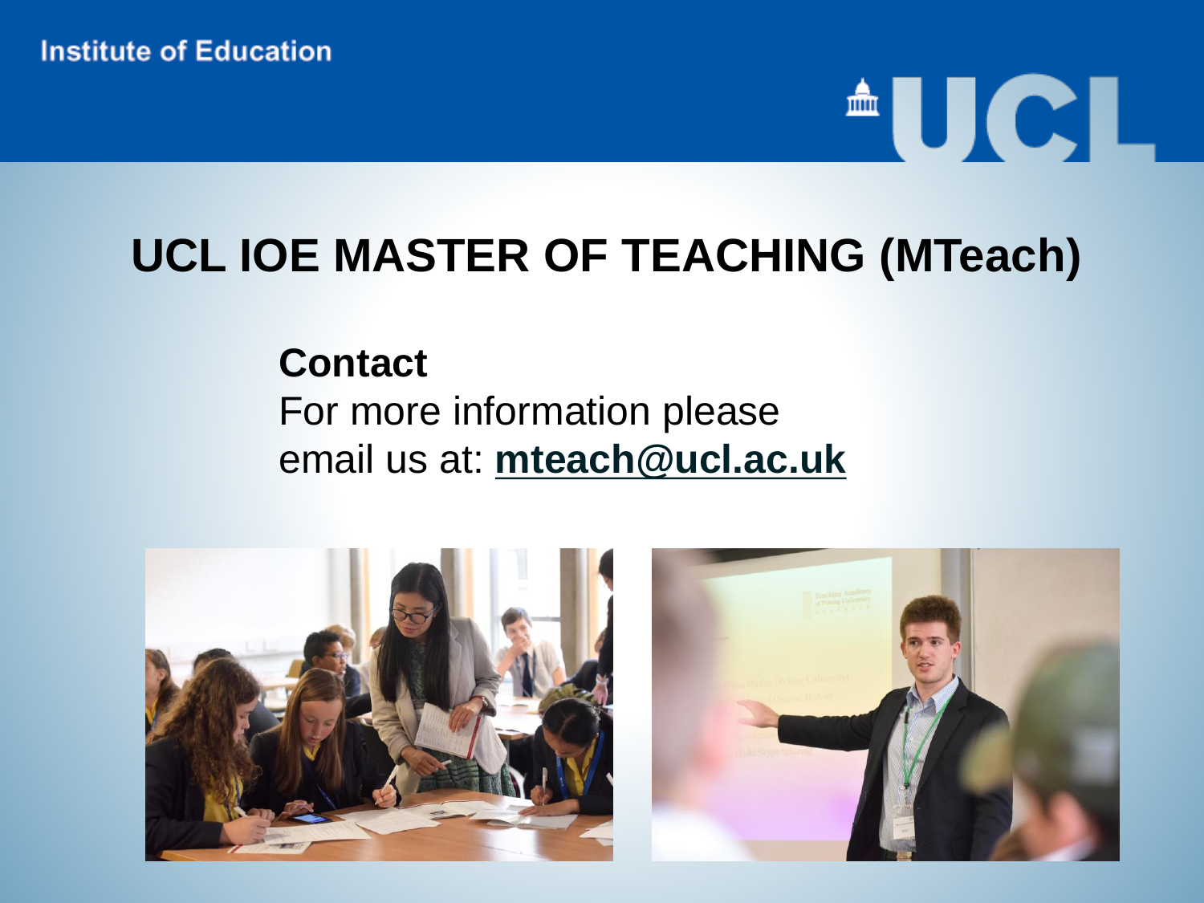Institute of Education

# UCL IOE MASTER OF TEACHING (MTeach)

**Contact**

For more information please email us at: **mteach@ucl.ac.uk**